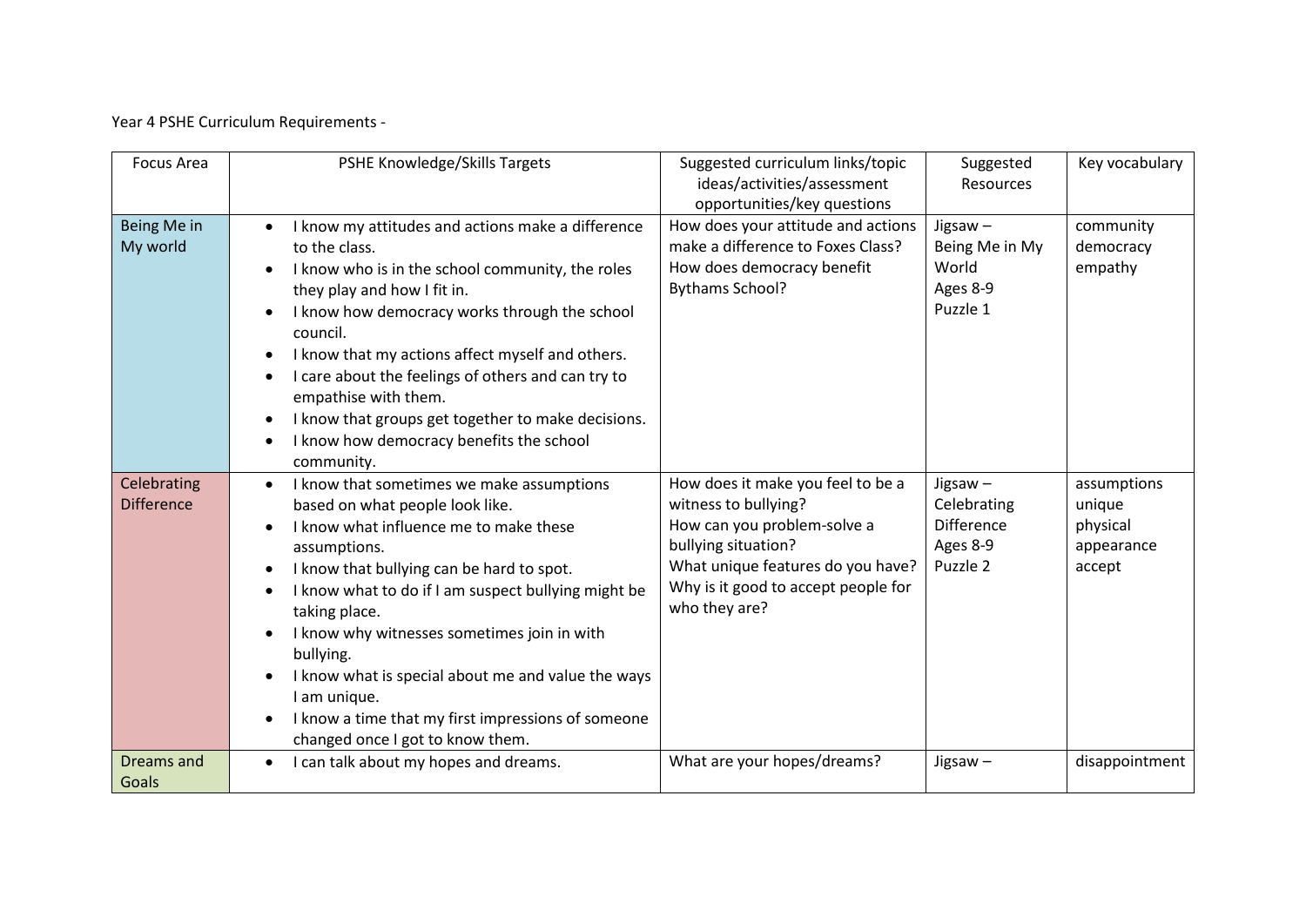Year 4 PSHE Curriculum Requirements -

| Focus Area | PSHE Knowledge/Skills Targets | Suggested curriculum links/topic ideas/activities/assessment opportunities/key questions | Suggested Resources | Key vocabulary |
|---|---|---|---|---|
| Being Me in My world | • I know my attitudes and actions make a difference to the class.<br>• I know who is in the school community, the roles they play and how I fit in.<br>• I know how democracy works through the school council.<br>• I know that my actions affect myself and others.<br>• I care about the feelings of others and can try to empathise with them.<br>• I know that groups get together to make decisions.<br>• I know how democracy benefits the school community. | How does your attitude and actions make a difference to Foxes Class?<br>How does democracy benefit Bythams School? | Jigsaw – Being Me in My World Ages 8-9 Puzzle 1 | community<br>democracy<br>empathy |
| Celebrating Difference | • I know that sometimes we make assumptions based on what people look like.<br>• I know what influence me to make these assumptions.<br>• I know that bullying can be hard to spot.<br>• I know what to do if I am suspect bullying might be taking place.<br>• I know why witnesses sometimes join in with bullying.<br>• I know what is special about me and value the ways I am unique.<br>• I know a time that my first impressions of someone changed once I got to know them. | How does it make you feel to be a witness to bullying?<br>How can you problem-solve a bullying situation?<br>What unique features do you have?<br>Why is it good to accept people for who they are? | Jigsaw – Celebrating Difference Ages 8-9 Puzzle 2 | assumptions<br>unique<br>physical<br>appearance<br>accept |
| Dreams and Goals | • I can talk about my hopes and dreams. | What are your hopes/dreams? | Jigsaw – | disappointment |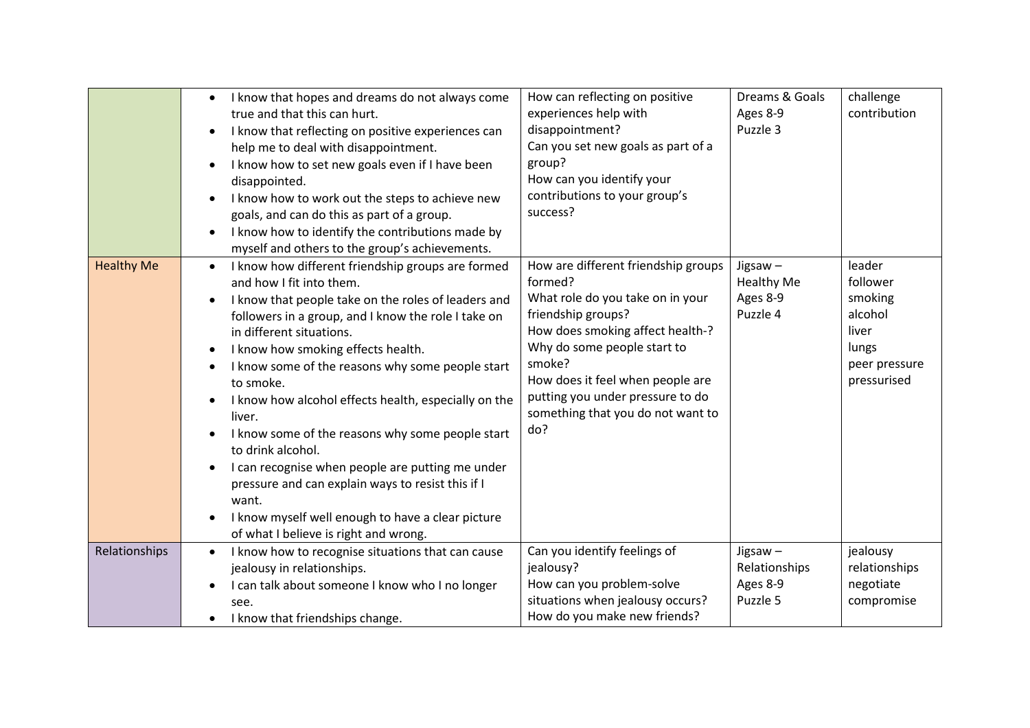| | | | | |
|---|---|---|---|---|
| | • I know that hopes and dreams do not always come true and that this can hurt.<br>• I know that reflecting on positive experiences can help me to deal with disappointment.<br>• I know how to set new goals even if I have been disappointed.<br>• I know how to work out the steps to achieve new goals, and can do this as part of a group.<br>• I know how to identify the contributions made by myself and others to the group's achievements. | How can reflecting on positive experiences help with disappointment?<br>Can you set new goals as part of a group?<br>How can you identify your contributions to your group's success? | Dreams & Goals<br>Ages 8-9<br>Puzzle 3 | challenge<br>contribution |
| Healthy Me | • I know how different friendship groups are formed and how I fit into them.<br>• I know that people take on the roles of leaders and followers in a group, and I know the role I take on in different situations.<br>• I know how smoking effects health.<br>• I know some of the reasons why some people start to smoke.<br>• I know how alcohol effects health, especially on the liver.<br>• I know some of the reasons why some people start to drink alcohol.<br>• I can recognise when people are putting me under pressure and can explain ways to resist this if I want.<br>• I know myself well enough to have a clear picture of what I believe is right and wrong. | How are different friendship groups formed?<br>What role do you take on in your friendship groups?<br>How does smoking affect health-?<br>Why do some people start to smoke?<br>How does it feel when people are putting you under pressure to do something that you do not want to do? | Jigsaw –<br>Healthy Me<br>Ages 8-9<br>Puzzle 4 | leader<br>follower<br>smoking<br>alcohol<br>liver<br>lungs<br>peer pressure<br>pressurised |
| Relationships | • I know how to recognise situations that can cause jealousy in relationships.<br>• I can talk about someone I know who I no longer see.<br>• I know that friendships change. | Can you identify feelings of jealousy?<br>How can you problem-solve situations when jealousy occurs?<br>How do you make new friends? | Jigsaw –<br>Relationships<br>Ages 8-9<br>Puzzle 5 | jealousy<br>relationships<br>negotiate<br>compromise |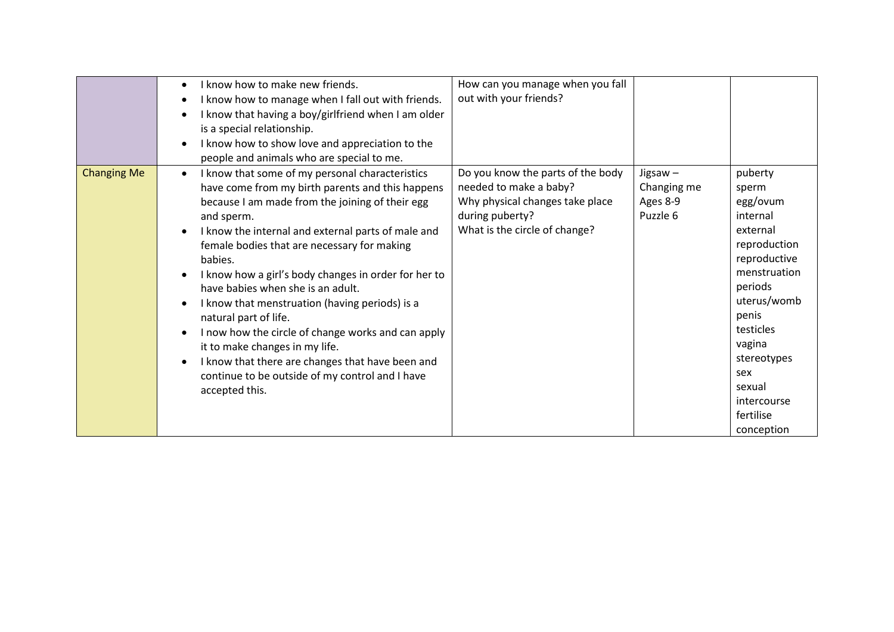| | | | | |
|---|---|---|---|---|
| | • I know how to make new friends.<br>• I know how to manage when I fall out with friends.<br>• I know that having a boy/girlfriend when I am older is a special relationship.<br>• I know how to show love and appreciation to the people and animals who are special to me. | How can you manage when you fall out with your friends? | | |
| Changing Me | • I know that some of my personal characteristics have come from my birth parents and this happens because I am made from the joining of their egg and sperm.<br>• I know the internal and external parts of male and female bodies that are necessary for making babies.<br>• I know how a girl's body changes in order for her to have babies when she is an adult.<br>• I know that menstruation (having periods) is a natural part of life.<br>• I now how the circle of change works and can apply it to make changes in my life.<br>• I know that there are changes that have been and continue to be outside of my control and I have accepted this. | Do you know the parts of the body needed to make a baby?<br>Why physical changes take place during puberty?<br>What is the circle of change? | Jigsaw – Changing me Ages 8-9 Puzzle 6 | puberty<br>sperm<br>egg/ovum<br>internal<br>external<br>reproduction<br>reproductive<br>menstruation<br>periods<br>uterus/womb<br>penis<br>testicles<br>vagina<br>stereotypes<br>sex<br>sexual<br>intercourse<br>fertilise<br>conception |